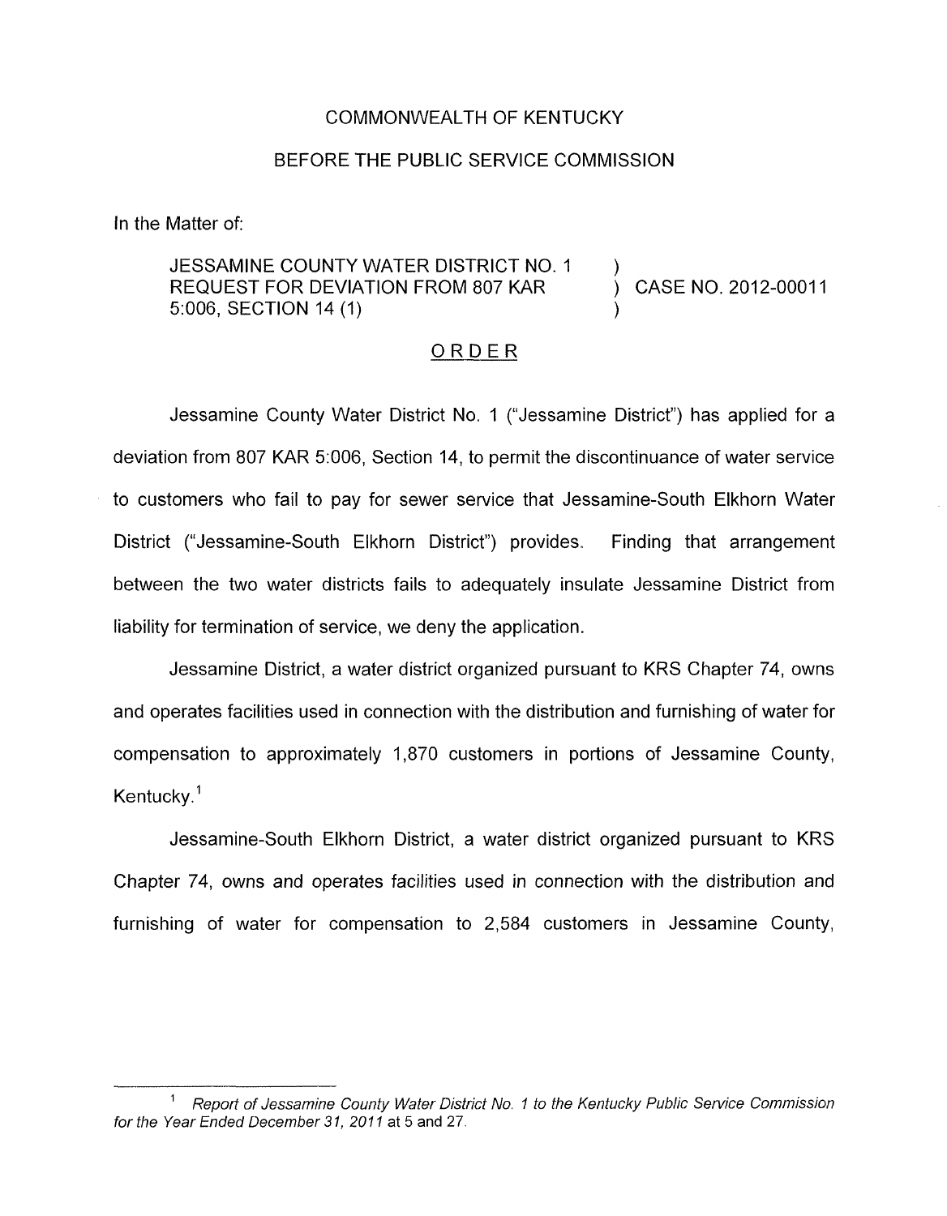COMMONWEALTH OF KENTUCKY

BEFORE THE PUBLIC SERVICE COMMISSION

In the Matter of:

JESSAMINE COUNTY WATER DISTRICT NO. 1 REQUEST FOR DEVIATION FROM 807 KAR 5:006, SECTION 14 (1) ) CASE NO. 2012-00011

## ORDER

Jessamine County Water District No. 1 ("Jessamine District") has applied for a deviation from 807 KAR 5:006, Section 14, to permit the discontinuance of water service to customers who fail to pay for sewer service that Jessamine-South Elkhorn Water District ("Jessamine-South Elkhorn District") provides. Finding that arrangement between the two water districts fails to adequately insulate Jessamine District from liability for termination of service, we deny the application.

Jessamine District, a water district organized pursuant to KRS Chapter 74, owns and operates facilities used in connection with the distribution and furnishing of water for compensation to approximately 1,870 customers in portions of Jessamine County, Kentucky.[1]

Jessamine-South Elkhorn District, a water district organized pursuant to KRS Chapter 74, owns and operates facilities used in connection with the distribution and furnishing of water for compensation to 2,584 customers in Jessamine County,

---

[1] *Report of Jessamine County Water District No. 1 to the Kentucky Public Service Commission for the Year Ended December 31, 2011* at 5 and 27.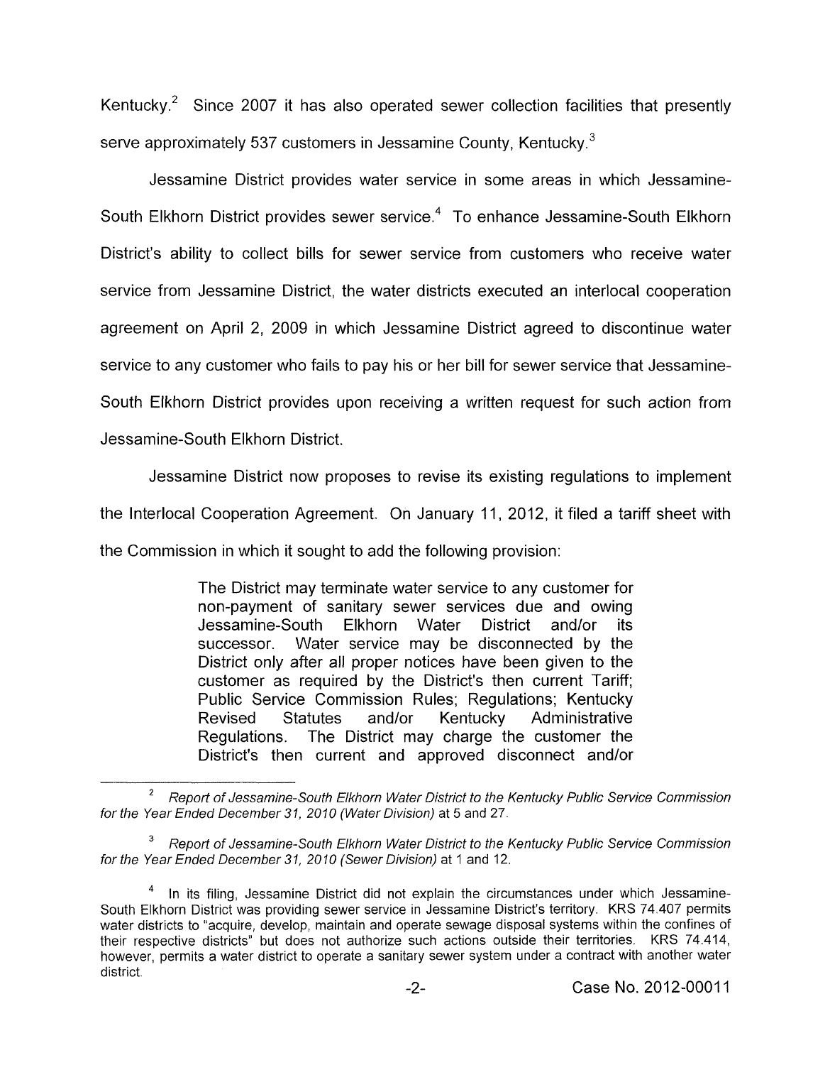Kentucky.[2] Since 2007 it has also operated sewer collection facilities that presently serve approximately 537 customers in Jessamine County, Kentucky.[3]

Jessamine District provides water service in some areas in which Jessamine-South Elkhorn District provides sewer service.[4] To enhance Jessamine-South Elkhorn District's ability to collect bills for sewer service from customers who receive water service from Jessamine District, the water districts executed an interlocal cooperation agreement on April 2, 2009 in which Jessamine District agreed to discontinue water service to any customer who fails to pay his or her bill for sewer service that Jessamine-South Elkhorn District provides upon receiving a written request for such action from Jessamine-South Elkhorn District.

Jessamine District now proposes to revise its existing regulations to implement the Interlocal Cooperation Agreement. On January 11, 2012, it filed a tariff sheet with the Commission in which it sought to add the following provision:

> The District may terminate water service to any customer for non-payment of sanitary sewer services due and owing Jessamine-South Elkhorn Water District and/or its successor. Water service may be disconnected by the District only after all proper notices have been given to the customer as required by the District's then current Tariff; Public Service Commission Rules; Regulations; Kentucky Revised Statutes and/or Kentucky Administrative Regulations. The District may charge the customer the District's then current and approved disconnect and/or

---

[2] *Report of Jessamine-South Elkhorn Water District to the Kentucky Public Service Commission for the Year Ended December 31, 2010 (Water Division)* at 5 and 27.

[3] *Report of Jessamine-South Elkhorn Water District to the Kentucky Public Service Commission for the Year Ended December 31, 2010 (Sewer Division)* at 1 and 12.

[4] In its filing, Jessamine District did not explain the circumstances under which Jessamine-South Elkhorn District was providing sewer service in Jessamine District's territory. KRS 74.407 permits water districts to "acquire, develop, maintain and operate sewage disposal systems within the confines of their respective districts" but does not authorize such actions outside their territories. KRS 74.414, however, permits a water district to operate a sanitary sewer system under a contract with another water district.

Case No. 2012-00011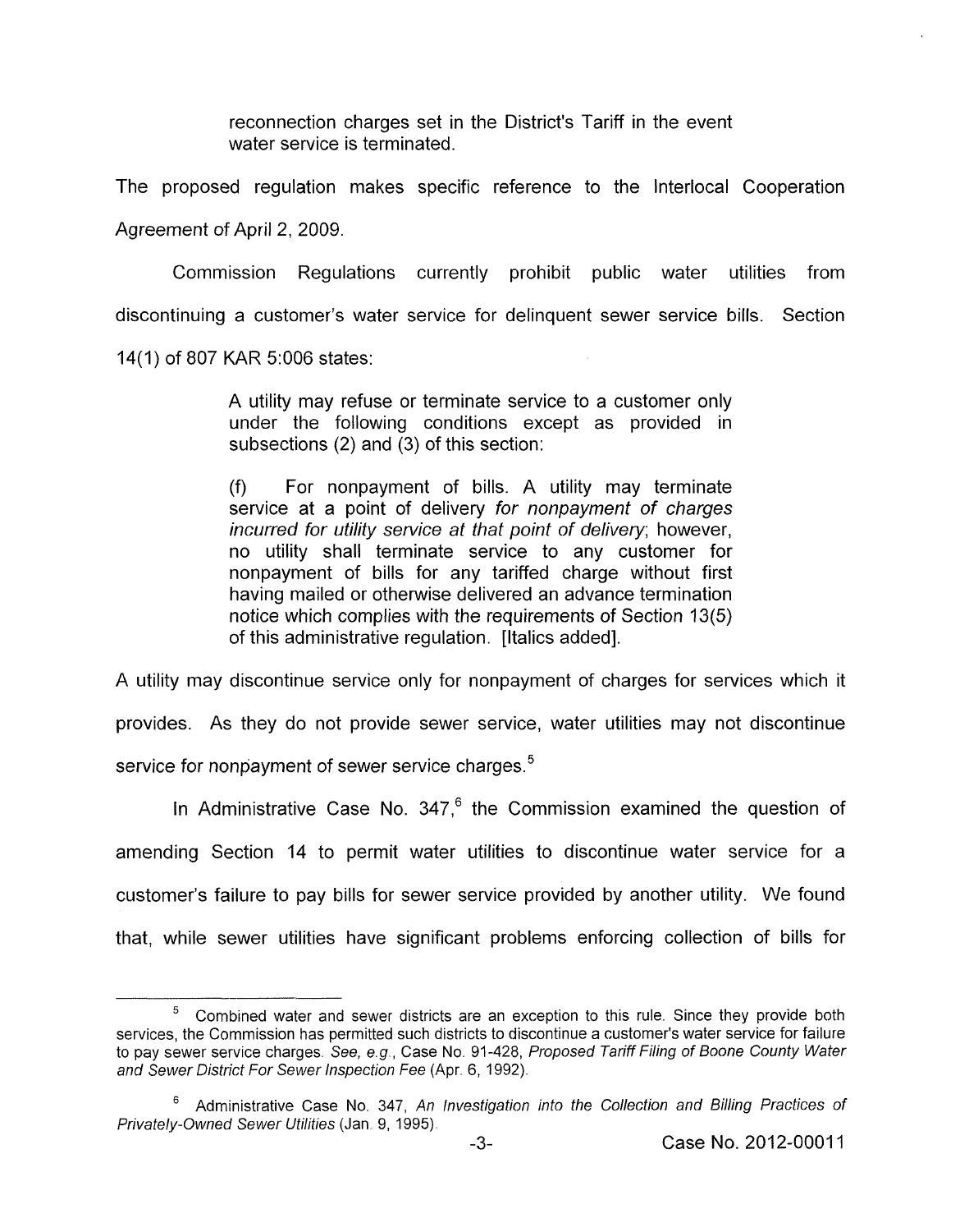> reconnection charges set in the District's Tariff in the event water service is terminated.

The proposed regulation makes specific reference to the Interlocal Cooperation Agreement of April 2, 2009.

Commission Regulations currently prohibit public water utilities from discontinuing a customer's water service for delinquent sewer service bills. Section 14(1) of 807 KAR 5:006 states:

> A utility may refuse or terminate service to a customer only under the following conditions except as provided in subsections (2) and (3) of this section:
>
> (f) For nonpayment of bills. A utility may terminate service at a point of delivery *for nonpayment of charges incurred for utility service at that point of delivery*; however, no utility shall terminate service to any customer for nonpayment of bills for any tariffed charge without first having mailed or otherwise delivered an advance termination notice which complies with the requirements of Section 13(5) of this administrative regulation. [Italics added].

A utility may discontinue service only for nonpayment of charges for services which it provides. As they do not provide sewer service, water utilities may not discontinue service for nonpayment of sewer service charges.[5]

In Administrative Case No. 347,[6] the Commission examined the question of amending Section 14 to permit water utilities to discontinue water service for a customer's failure to pay bills for sewer service provided by another utility. We found that, while sewer utilities have significant problems enforcing collection of bills for

---

[5] Combined water and sewer districts are an exception to this rule. Since they provide both services, the Commission has permitted such districts to discontinue a customer's water service for failure to pay sewer service charges. *See, e.g.*, Case No. 91-428, *Proposed Tariff Filing of Boone County Water and Sewer District For Sewer Inspection Fee* (Apr. 6, 1992).

[6] Administrative Case No. 347, *An Investigation into the Collection and Billing Practices of Privately-Owned Sewer Utilities* (Jan. 9, 1995).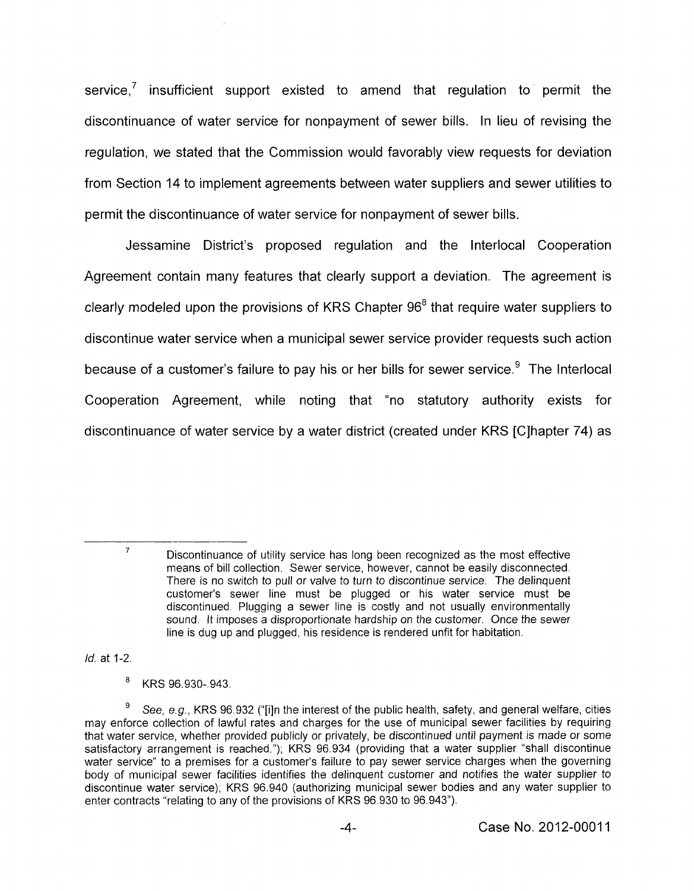service,[7] insufficient support existed to amend that regulation to permit the discontinuance of water service for nonpayment of sewer bills. In lieu of revising the regulation, we stated that the Commission would favorably view requests for deviation from Section 14 to implement agreements between water suppliers and sewer utilities to permit the discontinuance of water service for nonpayment of sewer bills.

Jessamine District's proposed regulation and the Interlocal Cooperation Agreement contain many features that clearly support a deviation. The agreement is clearly modeled upon the provisions of KRS Chapter 96[8] that require water suppliers to discontinue water service when a municipal sewer service provider requests such action because of a customer's failure to pay his or her bills for sewer service.[9] The Interlocal Cooperation Agreement, while noting that "no statutory authority exists for discontinuance of water service by a water district (created under KRS [C]hapter 74) as

---

[7] Discontinuance of utility service has long been recognized as the most effective means of bill collection. Sewer service, however, cannot be easily disconnected. There is no switch to pull or valve to turn to discontinue service. The delinquent customer's sewer line must be plugged or his water service must be discontinued. Plugging a sewer line is costly and not usually environmentally sound. It imposes a disproportionate hardship on the customer. Once the sewer line is dug up and plugged, his residence is rendered unfit for habitation.

*Id.* at 1-2.

[8] KRS 96.930-.943.

[9] *See, e.g.*, KRS 96.932 ("[i]n the interest of the public health, safety, and general welfare, cities may enforce collection of lawful rates and charges for the use of municipal sewer facilities by requiring that water service, whether provided publicly or privately, be discontinued until payment is made or some satisfactory arrangement is reached."); KRS 96.934 (providing that a water supplier "shall discontinue water service" to a premises for a customer's failure to pay sewer service charges when the governing body of municipal sewer facilities identifies the delinquent customer and notifies the water supplier to discontinue water service); KRS 96.940 (authorizing municipal sewer bodies and any water supplier to enter contracts "relating to any of the provisions of KRS 96.930 to 96.943").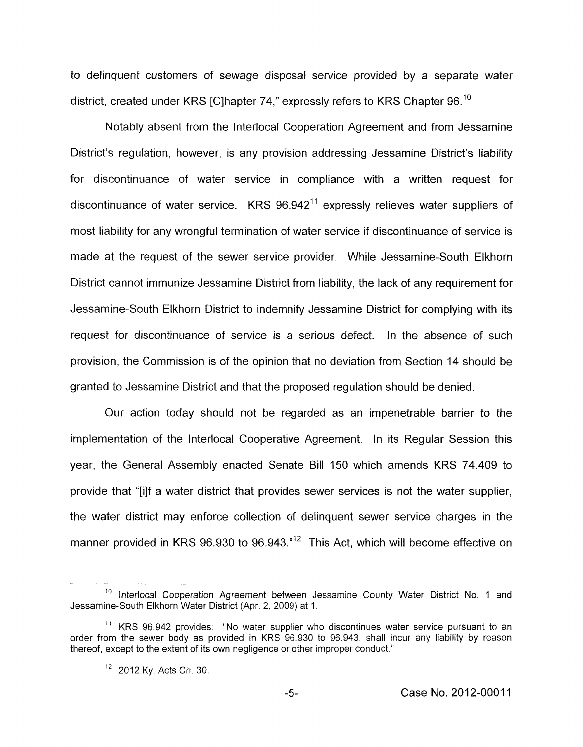to delinquent customers of sewage disposal service provided by a separate water district, created under KRS [C]hapter 74," expressly refers to KRS Chapter 96.[10]

Notably absent from the Interlocal Cooperation Agreement and from Jessamine District's regulation, however, is any provision addressing Jessamine District's liability for discontinuance of water service in compliance with a written request for discontinuance of water service. KRS 96.942[11] expressly relieves water suppliers of most liability for any wrongful termination of water service if discontinuance of service is made at the request of the sewer service provider. While Jessamine-South Elkhorn District cannot immunize Jessamine District from liability, the lack of any requirement for Jessamine-South Elkhorn District to indemnify Jessamine District for complying with its request for discontinuance of service is a serious defect. In the absence of such provision, the Commission is of the opinion that no deviation from Section 14 should be granted to Jessamine District and that the proposed regulation should be denied.

Our action today should not be regarded as an impenetrable barrier to the implementation of the Interlocal Cooperative Agreement. In its Regular Session this year, the General Assembly enacted Senate Bill 150 which amends KRS 74.409 to provide that "[i]f a water district that provides sewer services is not the water supplier, the water district may enforce collection of delinquent sewer service charges in the manner provided in KRS 96.930 to 96.943."[12] This Act, which will become effective on

---

[10] Interlocal Cooperation Agreement between Jessamine County Water District No. 1 and Jessamine-South Elkhorn Water District (Apr. 2, 2009) at 1.

[11] KRS 96.942 provides: "No water supplier who discontinues water service pursuant to an order from the sewer body as provided in KRS 96.930 to 96.943, shall incur any liability by reason thereof, except to the extent of its own negligence or other improper conduct."

[12] 2012 Ky. Acts Ch. 30.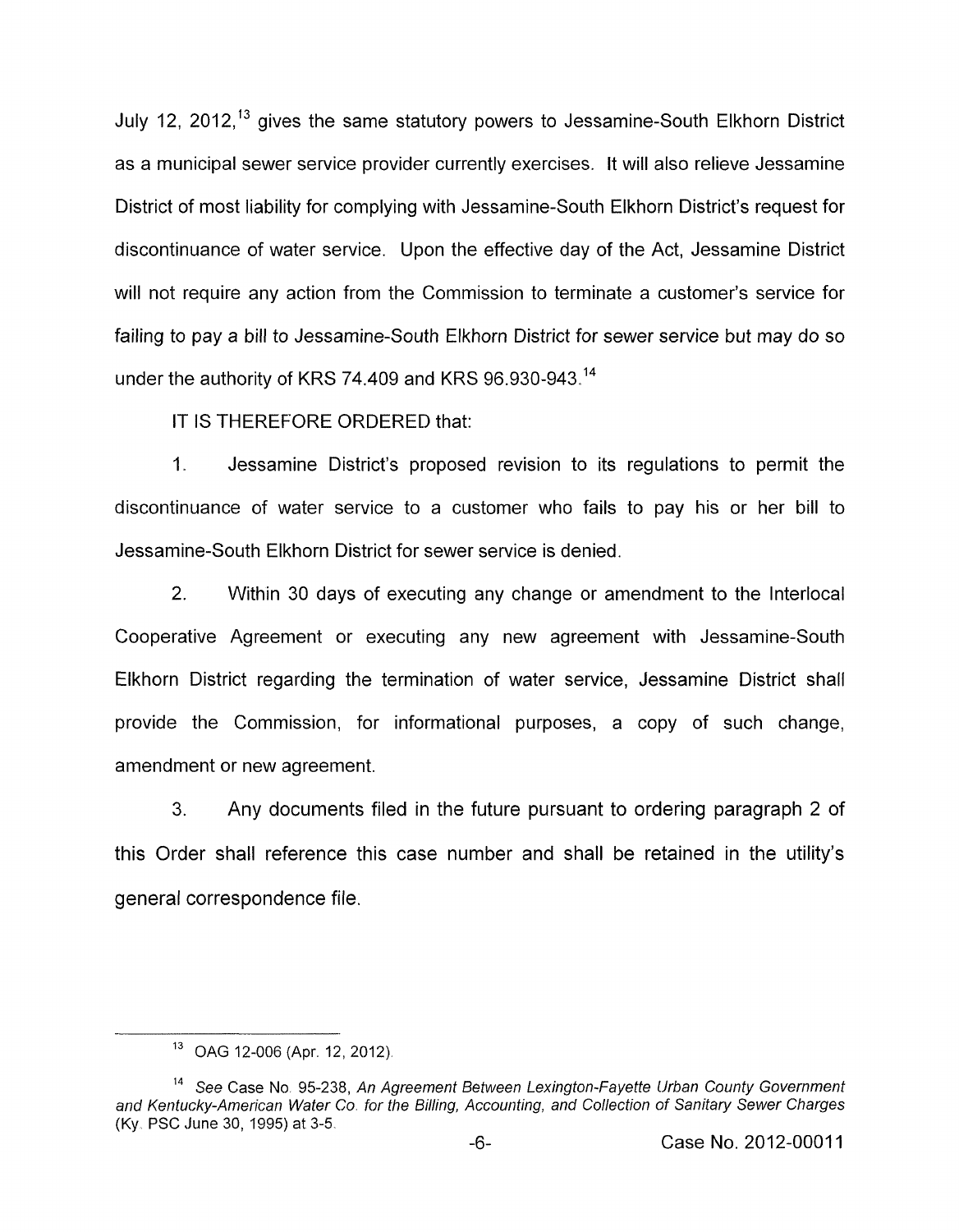July 12, 2012,[13] gives the same statutory powers to Jessamine-South Elkhorn District as a municipal sewer service provider currently exercises. It will also relieve Jessamine District of most liability for complying with Jessamine-South Elkhorn District's request for discontinuance of water service. Upon the effective day of the Act, Jessamine District will not require any action from the Commission to terminate a customer's service for failing to pay a bill to Jessamine-South Elkhorn District for sewer service but may do so under the authority of KRS 74.409 and KRS 96.930-943.[14]

IT IS THEREFORE ORDERED that:

1. Jessamine District's proposed revision to its regulations to permit the discontinuance of water service to a customer who fails to pay his or her bill to Jessamine-South Elkhorn District for sewer service is denied.

2. Within 30 days of executing any change or amendment to the Interlocal Cooperative Agreement or executing any new agreement with Jessamine-South Elkhorn District regarding the termination of water service, Jessamine District shall provide the Commission, for informational purposes, a copy of such change, amendment or new agreement.

3. Any documents filed in the future pursuant to ordering paragraph 2 of this Order shall reference this case number and shall be retained in the utility's general correspondence file.

---

[13] OAG 12-006 (Apr. 12, 2012).

[14] *See* Case No. 95-238, *An Agreement Between Lexington-Fayette Urban County Government and Kentucky-American Water Co. for the Billing, Accounting, and Collection of Sanitary Sewer Charges* (Ky. PSC June 30, 1995) at 3-5.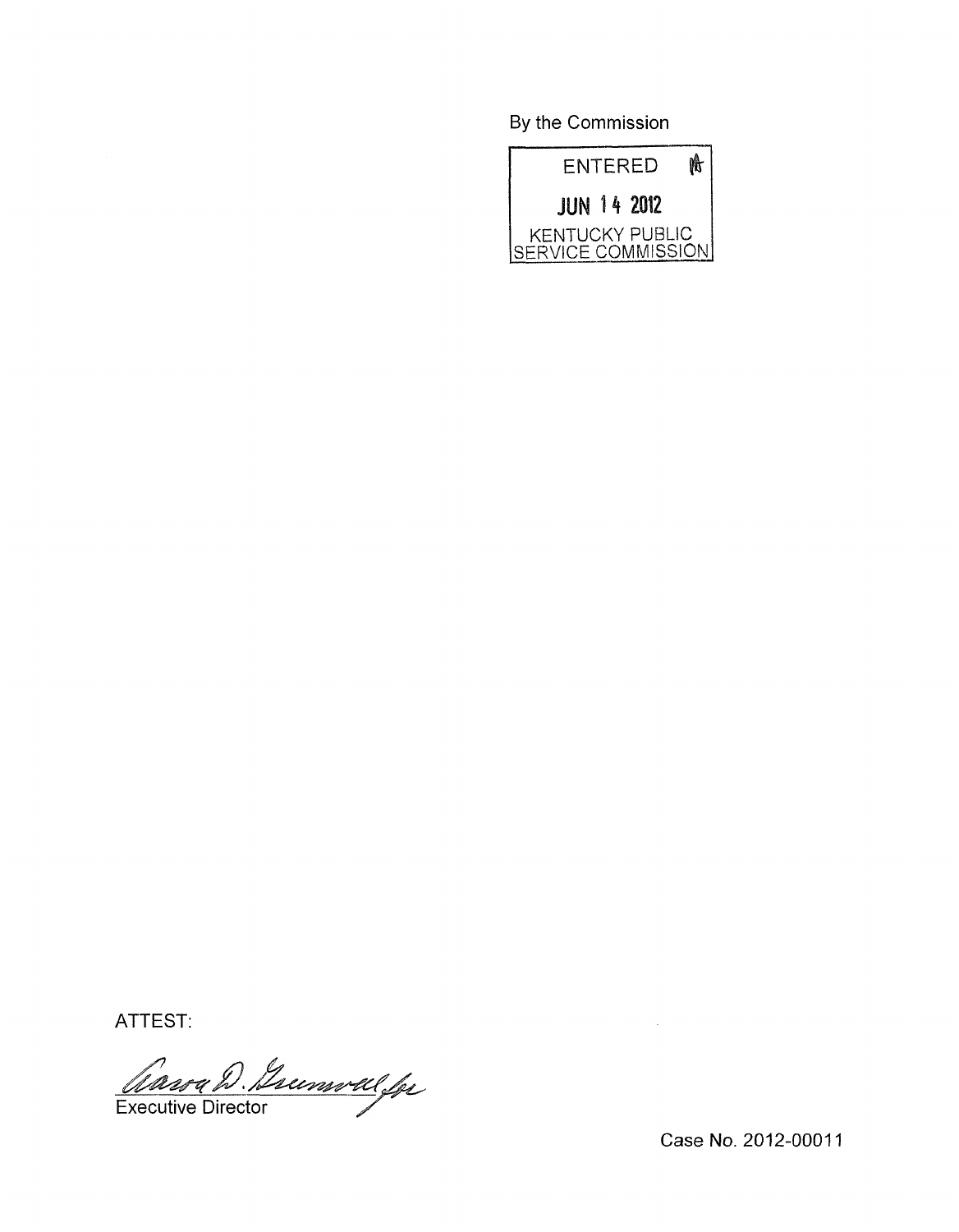By the Commission

ENTERED

JUN 14 2012

KENTUCKY PUBLIC SERVICE COMMISSION

ATTEST:

Executive Director

Case No. 2012-00011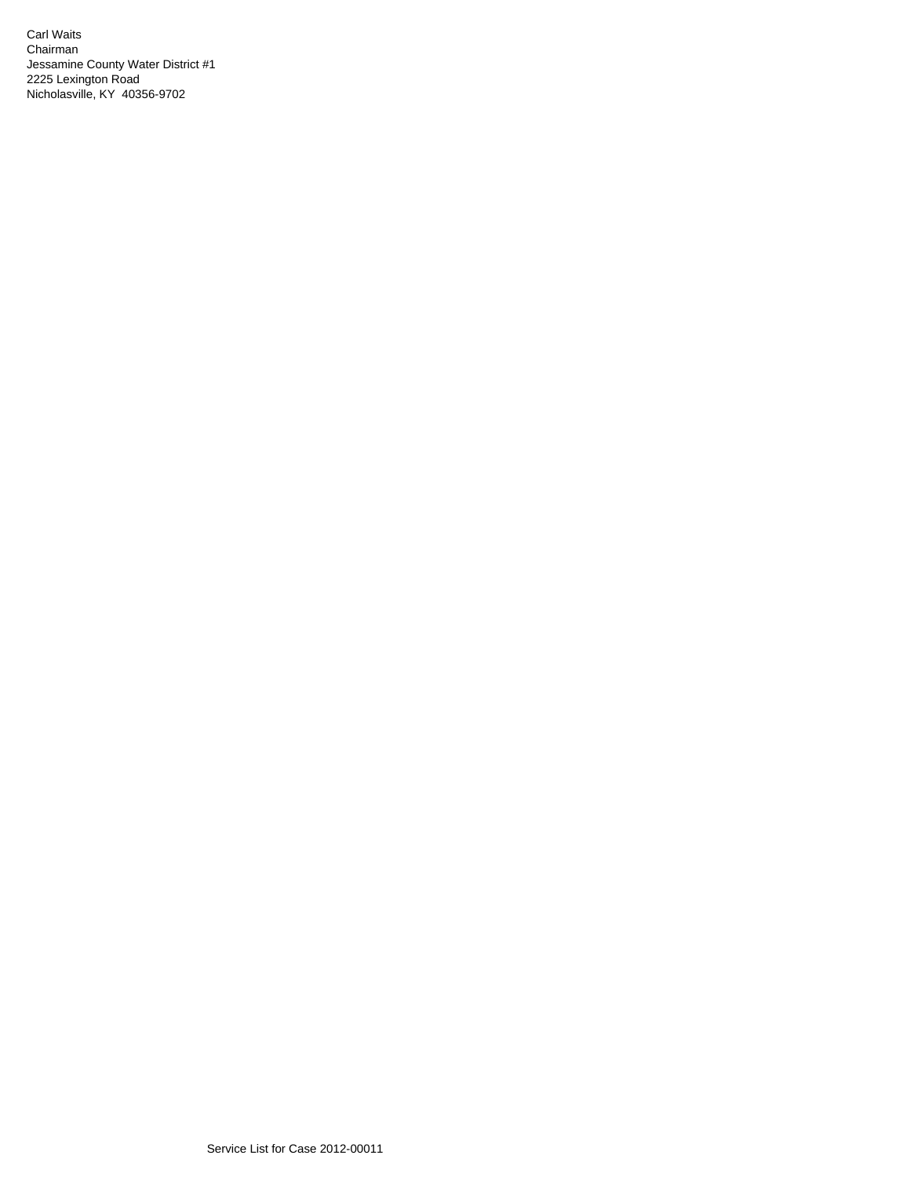Carl Waits
Chairman
Jessamine County Water District #1
2225 Lexington Road
Nicholasville, KY  40356-9702